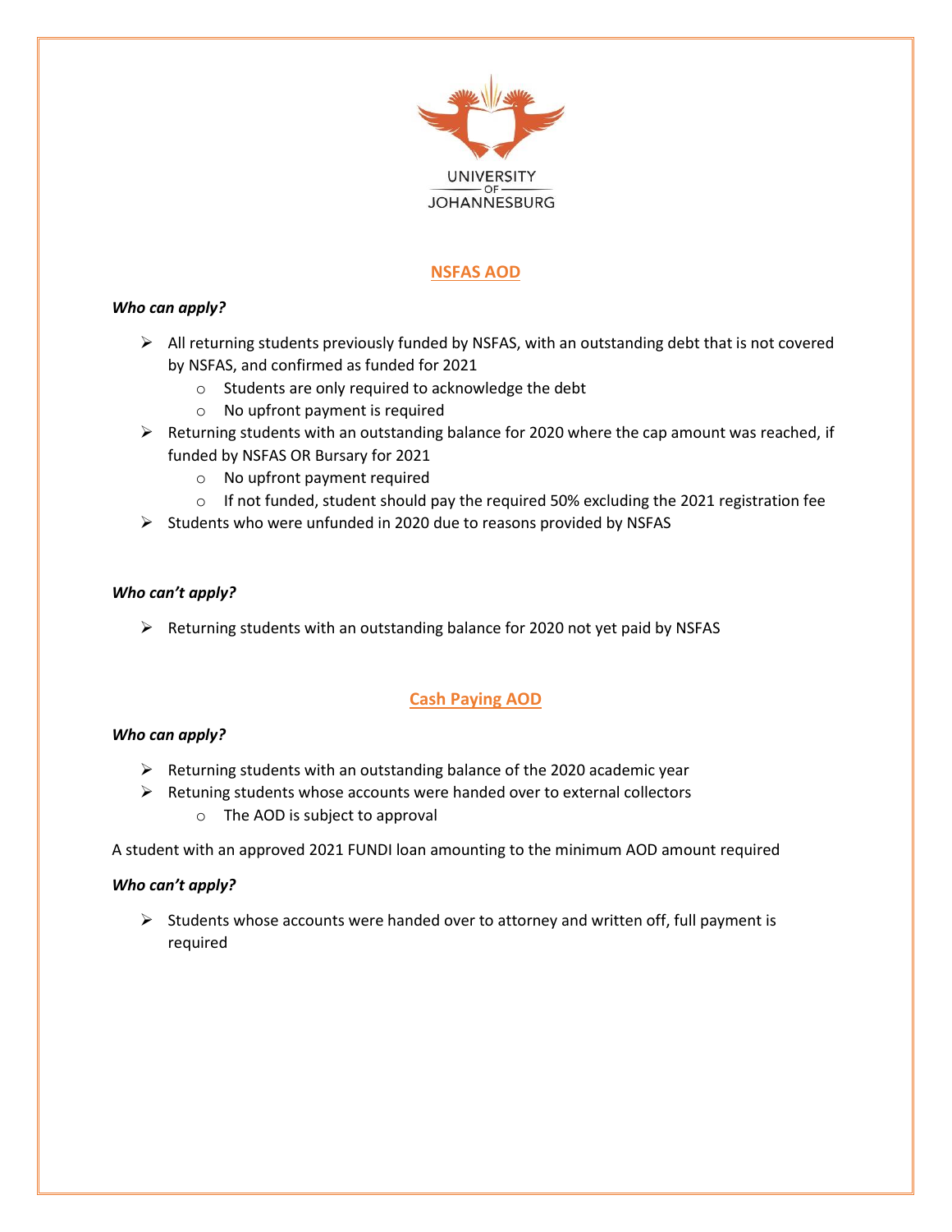UNIVERSITY OF JOHANNESBURG

## NSFAS AOD

***Who can apply?***

- All returning students previously funded by NSFAS, with an outstanding debt that is not covered by NSFAS, and confirmed as funded for 2021
    - Students are only required to acknowledge the debt
    - No upfront payment is required
- Returning students with an outstanding balance for 2020 where the cap amount was reached, if funded by NSFAS OR Bursary for 2021
    - No upfront payment required
    - If not funded, student should pay the required 50% excluding the 2021 registration fee
- Students who were unfunded in 2020 due to reasons provided by NSFAS

***Who can't apply?***

- Returning students with an outstanding balance for 2020 not yet paid by NSFAS

## Cash Paying AOD

***Who can apply?***

- Returning students with an outstanding balance of the 2020 academic year
- Retuning students whose accounts were handed over to external collectors
    - The AOD is subject to approval

A student with an approved 2021 FUNDI loan amounting to the minimum AOD amount required

***Who can't apply?***

- Students whose accounts were handed over to attorney and written off, full payment is required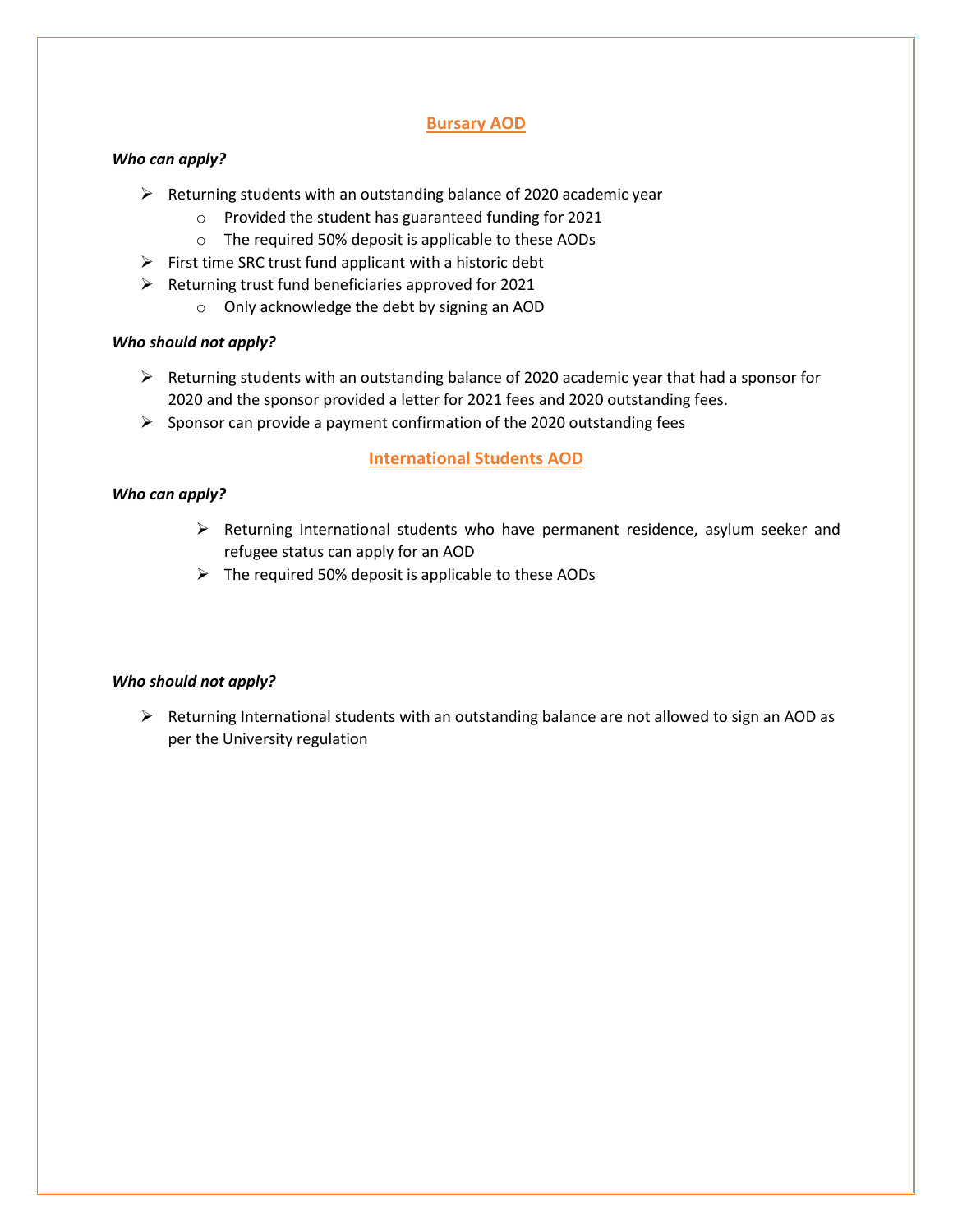## Bursary AOD

***Who can apply?***

- Returning students with an outstanding balance of 2020 academic year
  - Provided the student has guaranteed funding for 2021
  - The required 50% deposit is applicable to these AODs
- First time SRC trust fund applicant with a historic debt
- Returning trust fund beneficiaries approved for 2021
  - Only acknowledge the debt by signing an AOD

***Who should not apply?***

- Returning students with an outstanding balance of 2020 academic year that had a sponsor for 2020 and the sponsor provided a letter for 2021 fees and 2020 outstanding fees.
- Sponsor can provide a payment confirmation of the 2020 outstanding fees

## International Students AOD

***Who can apply?***

- Returning International students who have permanent residence, asylum seeker and refugee status can apply for an AOD
- The required 50% deposit is applicable to these AODs

***Who should not apply?***

- Returning International students with an outstanding balance are not allowed to sign an AOD as per the University regulation